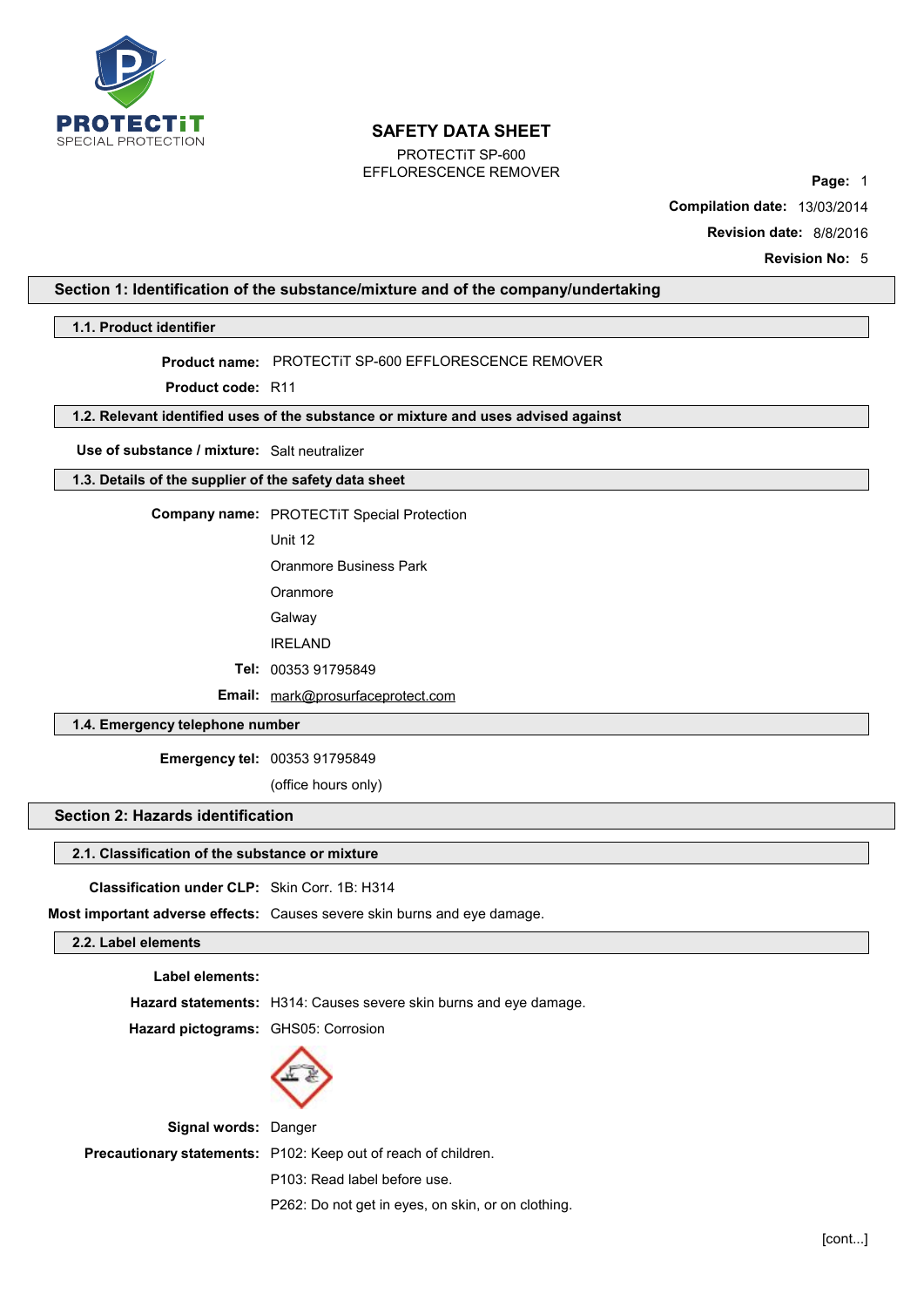# SAFETY DATA SHEET

PROTECTiT SP-600
EFFLORESCENCE REMOVER

**Page:** 1

**Compilation date:** 13/03/2014

**Revision date:** 8/8/2016

**Revision No:** 5

## Section 1: Identification of the substance/mixture and of the company/undertaking

### 1.1. Product identifier

**Product name:** PROTECTiT SP-600 EFFLORESCENCE REMOVER

**Product code:** R11

### 1.2. Relevant identified uses of the substance or mixture and uses advised against

**Use of substance / mixture:** Salt neutralizer

### 1.3. Details of the supplier of the safety data sheet

**Company name:** PROTECTiT Special Protection
Unit 12
Oranmore Business Park
Oranmore
Galway
IRELAND

**Tel:** 00353 91795849

**Email:** mark@prosurfaceprotect.com

### 1.4. Emergency telephone number

**Emergency tel:** 00353 91795849
(office hours only)

## Section 2: Hazards identification

### 2.1. Classification of the substance or mixture

**Classification under CLP:** Skin Corr. 1B: H314

**Most important adverse effects:** Causes severe skin burns and eye damage.

### 2.2. Label elements

**Label elements:**

**Hazard statements:** H314: Causes severe skin burns and eye damage.

**Hazard pictograms:** GHS05: Corrosion

**Signal words:** Danger

**Precautionary statements:** P102: Keep out of reach of children.
P103: Read label before use.
P262: Do not get in eyes, on skin, or on clothing.

[cont...]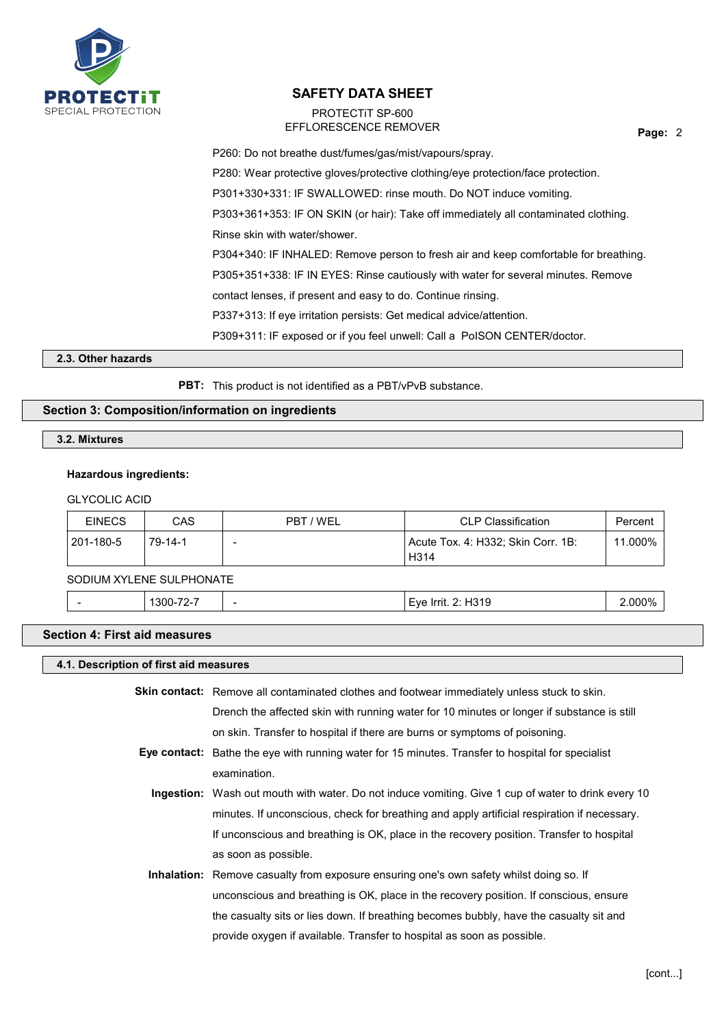P260: Do not breathe dust/fumes/gas/mist/vapours/spray.

P280: Wear protective gloves/protective clothing/eye protection/face protection.

P301+330+331: IF SWALLOWED: rinse mouth. Do NOT induce vomiting.

P303+361+353: IF ON SKIN (or hair): Take off immediately all contaminated clothing. Rinse skin with water/shower.

P304+340: IF INHALED: Remove person to fresh air and keep comfortable for breathing.

P305+351+338: IF IN EYES: Rinse cautiously with water for several minutes. Remove contact lenses, if present and easy to do. Continue rinsing.

P337+313: If eye irritation persists: Get medical advice/attention.

P309+311: IF exposed or if you feel unwell: Call a PoISON CENTER/doctor.

### 2.3. Other hazards

**PBT:** This product is not identified as a PBT/vPvB substance.

## Section 3: Composition/information on ingredients

### 3.2. Mixtures

**Hazardous ingredients:**

GLYCOLIC ACID

| EINECS | CAS | PBT / WEL | CLP Classification | Percent |
|---|---|---|---|---|
| 201-180-5 | 79-14-1 | - | Acute Tox. 4: H332; Skin Corr. 1B: H314 | 11.000% |

SODIUM XYLENE SULPHONATE

| EINECS | CAS | PBT / WEL | CLP Classification | Percent |
|---|---|---|---|---|
| - | 1300-72-7 | - | Eye Irrit. 2: H319 | 2.000% |

## Section 4: First aid measures

### 4.1. Description of first aid measures

**Skin contact:** Remove all contaminated clothes and footwear immediately unless stuck to skin. Drench the affected skin with running water for 10 minutes or longer if substance is still on skin. Transfer to hospital if there are burns or symptoms of poisoning.

**Eye contact:** Bathe the eye with running water for 15 minutes. Transfer to hospital for specialist examination.

**Ingestion:** Wash out mouth with water. Do not induce vomiting. Give 1 cup of water to drink every 10 minutes. If unconscious, check for breathing and apply artificial respiration if necessary. If unconscious and breathing is OK, place in the recovery position. Transfer to hospital as soon as possible.

**Inhalation:** Remove casualty from exposure ensuring one's own safety whilst doing so. If unconscious and breathing is OK, place in the recovery position. If conscious, ensure the casualty sits or lies down. If breathing becomes bubbly, have the casualty sit and provide oxygen if available. Transfer to hospital as soon as possible.

[cont...]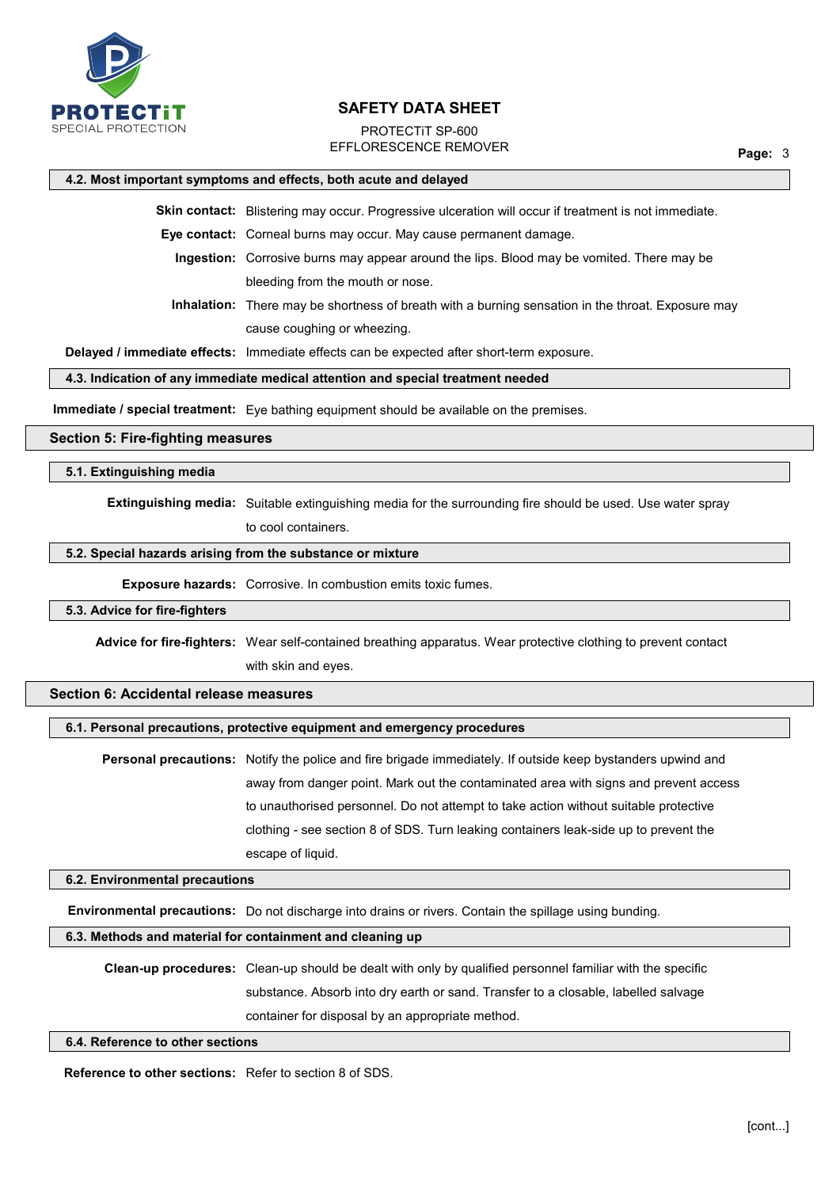### 4.2. Most important symptoms and effects, both acute and delayed

**Skin contact:** Blistering may occur. Progressive ulceration will occur if treatment is not immediate.

**Eye contact:** Corneal burns may occur. May cause permanent damage.

**Ingestion:** Corrosive burns may appear around the lips. Blood may be vomited. There may be bleeding from the mouth or nose.

**Inhalation:** There may be shortness of breath with a burning sensation in the throat. Exposure may cause coughing or wheezing.

**Delayed / immediate effects:** Immediate effects can be expected after short-term exposure.

### 4.3. Indication of any immediate medical attention and special treatment needed

**Immediate / special treatment:** Eye bathing equipment should be available on the premises.

## Section 5: Fire-fighting measures

### 5.1. Extinguishing media

**Extinguishing media:** Suitable extinguishing media for the surrounding fire should be used. Use water spray to cool containers.

### 5.2. Special hazards arising from the substance or mixture

**Exposure hazards:** Corrosive. In combustion emits toxic fumes.

### 5.3. Advice for fire-fighters

**Advice for fire-fighters:** Wear self-contained breathing apparatus. Wear protective clothing to prevent contact with skin and eyes.

## Section 6: Accidental release measures

### 6.1. Personal precautions, protective equipment and emergency procedures

**Personal precautions:** Notify the police and fire brigade immediately. If outside keep bystanders upwind and away from danger point. Mark out the contaminated area with signs and prevent access to unauthorised personnel. Do not attempt to take action without suitable protective clothing - see section 8 of SDS. Turn leaking containers leak-side up to prevent the escape of liquid.

### 6.2. Environmental precautions

**Environmental precautions:** Do not discharge into drains or rivers. Contain the spillage using bunding.

### 6.3. Methods and material for containment and cleaning up

**Clean-up procedures:** Clean-up should be dealt with only by qualified personnel familiar with the specific substance. Absorb into dry earth or sand. Transfer to a closable, labelled salvage container for disposal by an appropriate method.

### 6.4. Reference to other sections

**Reference to other sections:** Refer to section 8 of SDS.

[cont...]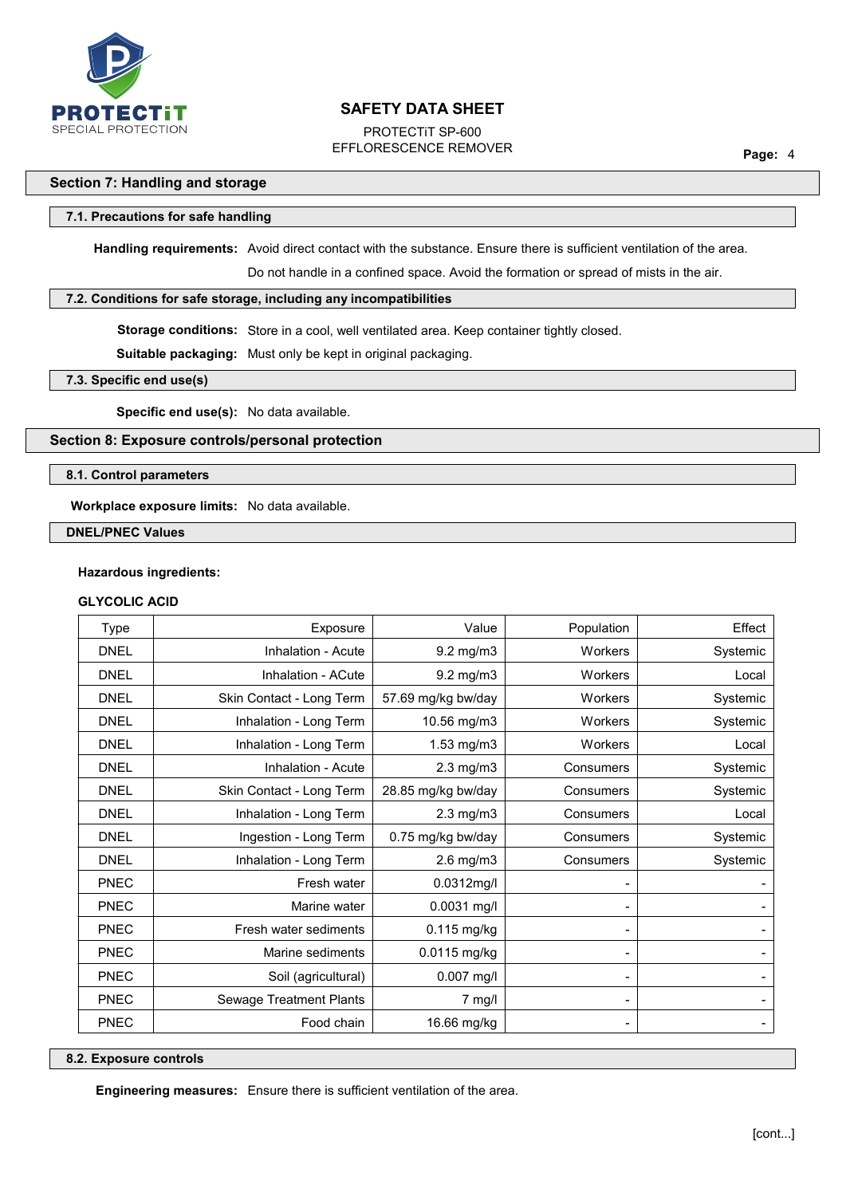## Section 7: Handling and storage

### 7.1. Precautions for safe handling

**Handling requirements:** Avoid direct contact with the substance. Ensure there is sufficient ventilation of the area.

Do not handle in a confined space. Avoid the formation or spread of mists in the air.

### 7.2. Conditions for safe storage, including any incompatibilities

**Storage conditions:** Store in a cool, well ventilated area. Keep container tightly closed.

**Suitable packaging:** Must only be kept in original packaging.

### 7.3. Specific end use(s)

**Specific end use(s):** No data available.

## Section 8: Exposure controls/personal protection

### 8.1. Control parameters

**Workplace exposure limits:** No data available.

### DNEL/PNEC Values

**Hazardous ingredients:**

**GLYCOLIC ACID**

| Type | Exposure | Value | Population | Effect |
|---|---|---|---|---|
| DNEL | Inhalation - Acute | 9.2 mg/m3 | Workers | Systemic |
| DNEL | Inhalation - ACute | 9.2 mg/m3 | Workers | Local |
| DNEL | Skin Contact - Long Term | 57.69 mg/kg bw/day | Workers | Systemic |
| DNEL | Inhalation - Long Term | 10.56 mg/m3 | Workers | Systemic |
| DNEL | Inhalation - Long Term | 1.53 mg/m3 | Workers | Local |
| DNEL | Inhalation - Acute | 2.3 mg/m3 | Consumers | Systemic |
| DNEL | Skin Contact - Long Term | 28.85 mg/kg bw/day | Consumers | Systemic |
| DNEL | Inhalation - Long Term | 2.3 mg/m3 | Consumers | Local |
| DNEL | Ingestion - Long Term | 0.75 mg/kg bw/day | Consumers | Systemic |
| DNEL | Inhalation - Long Term | 2.6 mg/m3 | Consumers | Systemic |
| PNEC | Fresh water | 0.0312mg/l | - | - |
| PNEC | Marine water | 0.0031 mg/l | - | - |
| PNEC | Fresh water sediments | 0.115 mg/kg | - | - |
| PNEC | Marine sediments | 0.0115 mg/kg | - | - |
| PNEC | Soil (agricultural) | 0.007 mg/l | - | - |
| PNEC | Sewage Treatment Plants | 7 mg/l | - | - |
| PNEC | Food chain | 16.66 mg/kg | - | - |

### 8.2. Exposure controls

**Engineering measures:** Ensure there is sufficient ventilation of the area.

[cont...]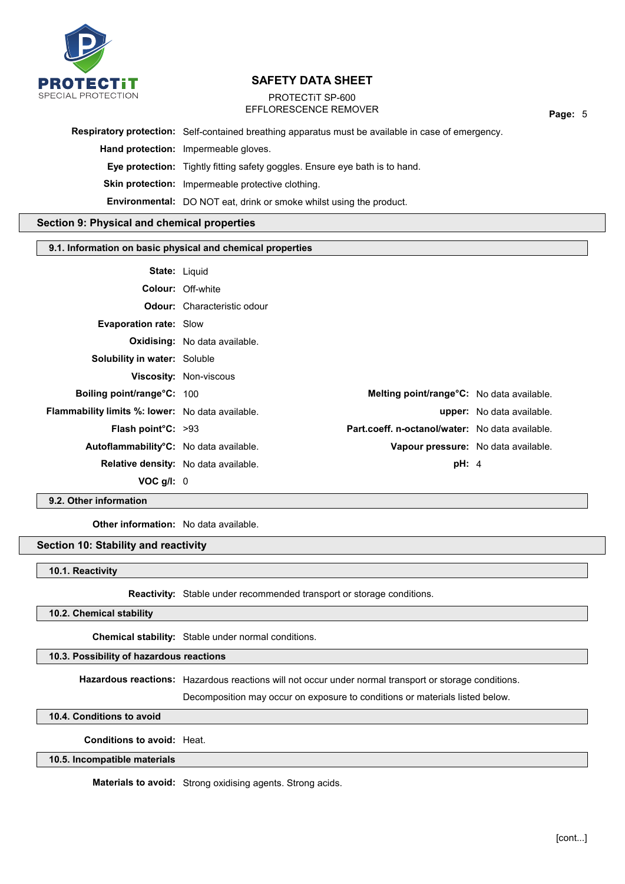**Respiratory protection:** Self-contained breathing apparatus must be available in case of emergency.

**Hand protection:** Impermeable gloves.

**Eye protection:** Tightly fitting safety goggles. Ensure eye bath is to hand.

**Skin protection:** Impermeable protective clothing.

**Environmental:** DO NOT eat, drink or smoke whilst using the product.

## Section 9: Physical and chemical properties

### 9.1. Information on basic physical and chemical properties

**State:** Liquid

**Colour:** Off-white

**Odour:** Characteristic odour

**Evaporation rate:** Slow

**Oxidising:** No data available.

**Solubility in water:** Soluble

**Viscosity:** Non-viscous

| | | | |
|---|---|---|---|
| **Boiling point/range°C:** | 100 | **Melting point/range°C:** | No data available. |
| **Flammability limits %: lower:** | No data available. | **upper:** | No data available. |
| **Flash point°C:** | >93 | **Part.coeff. n-octanol/water:** | No data available. |
| **Autoflammability°C:** | No data available. | **Vapour pressure:** | No data available. |
| **Relative density:** | No data available. | **pH:** | 4 |
| **VOC g/l:** | 0 | | |

### 9.2. Other information

**Other information:** No data available.

## Section 10: Stability and reactivity

### 10.1. Reactivity

**Reactivity:** Stable under recommended transport or storage conditions.

### 10.2. Chemical stability

**Chemical stability:** Stable under normal conditions.

### 10.3. Possibility of hazardous reactions

**Hazardous reactions:** Hazardous reactions will not occur under normal transport or storage conditions.

Decomposition may occur on exposure to conditions or materials listed below.

### 10.4. Conditions to avoid

**Conditions to avoid:** Heat.

### 10.5. Incompatible materials

**Materials to avoid:** Strong oxidising agents. Strong acids.

[cont...]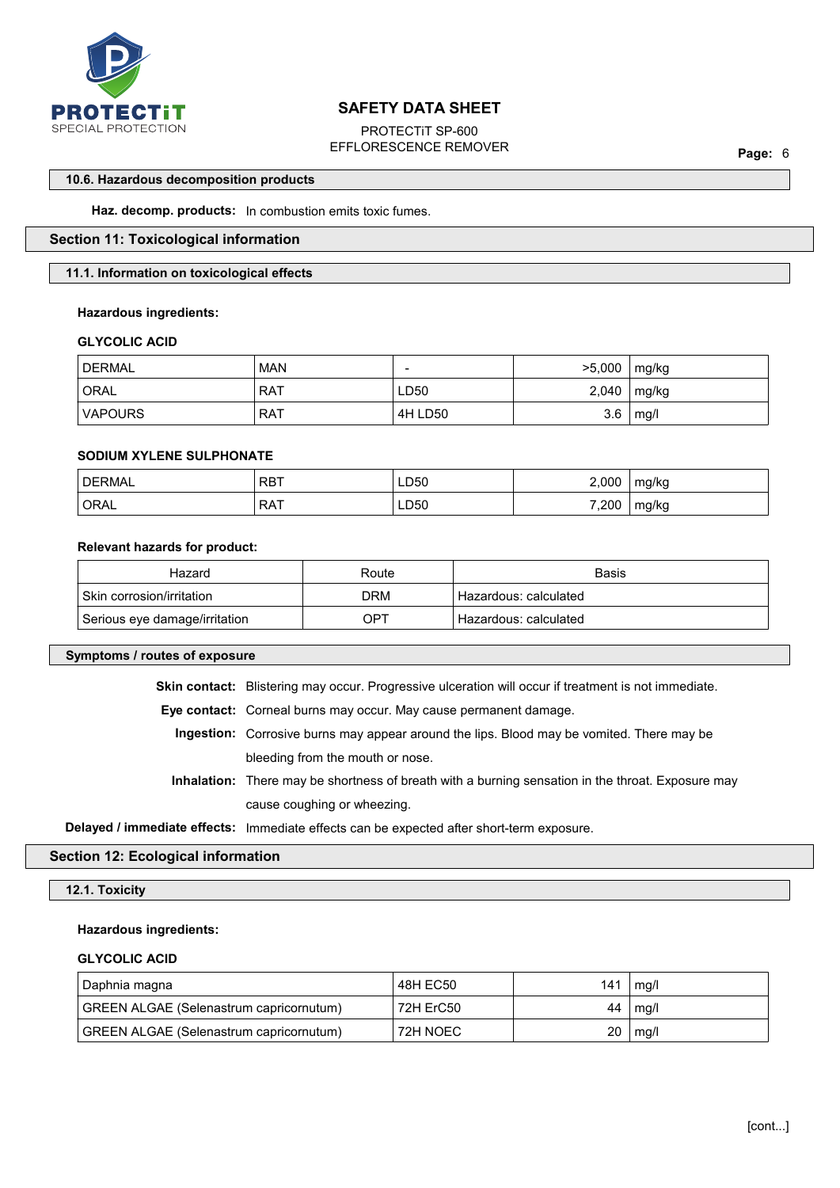#### 10.6. Hazardous decomposition products

**Haz. decomp. products:** In combustion emits toxic fumes.

## Section 11: Toxicological information

#### 11.1. Information on toxicological effects

**Hazardous ingredients:**

**GLYCOLIC ACID**

| | | | | |
|---|---|---|---|---|
| DERMAL | MAN | - | >5,000 | mg/kg |
| ORAL | RAT | LD50 | 2,040 | mg/kg |
| VAPOURS | RAT | 4H LD50 | 3.6 | mg/l |

**SODIUM XYLENE SULPHONATE**

| | | | | |
|---|---|---|---|---|
| DERMAL | RBT | LD50 | 2,000 | mg/kg |
| ORAL | RAT | LD50 | 7,200 | mg/kg |

**Relevant hazards for product:**

| Hazard | Route | Basis |
|---|---|---|
| Skin corrosion/irritation | DRM | Hazardous: calculated |
| Serious eye damage/irritation | OPT | Hazardous: calculated |

#### Symptoms / routes of exposure

**Skin contact:** Blistering may occur. Progressive ulceration will occur if treatment is not immediate.

**Eye contact:** Corneal burns may occur. May cause permanent damage.

**Ingestion:** Corrosive burns may appear around the lips. Blood may be vomited. There may be bleeding from the mouth or nose.

**Inhalation:** There may be shortness of breath with a burning sensation in the throat. Exposure may cause coughing or wheezing.

**Delayed / immediate effects:** Immediate effects can be expected after short-term exposure.

## Section 12: Ecological information

#### 12.1. Toxicity

**Hazardous ingredients:**

**GLYCOLIC ACID**

| | | | |
|---|---|---|---|
| Daphnia magna | 48H EC50 | 141 | mg/l |
| GREEN ALGAE (Selenastrum capricornutum) | 72H ErC50 | 44 | mg/l |
| GREEN ALGAE (Selenastrum capricornutum) | 72H NOEC | 20 | mg/l |

[cont...]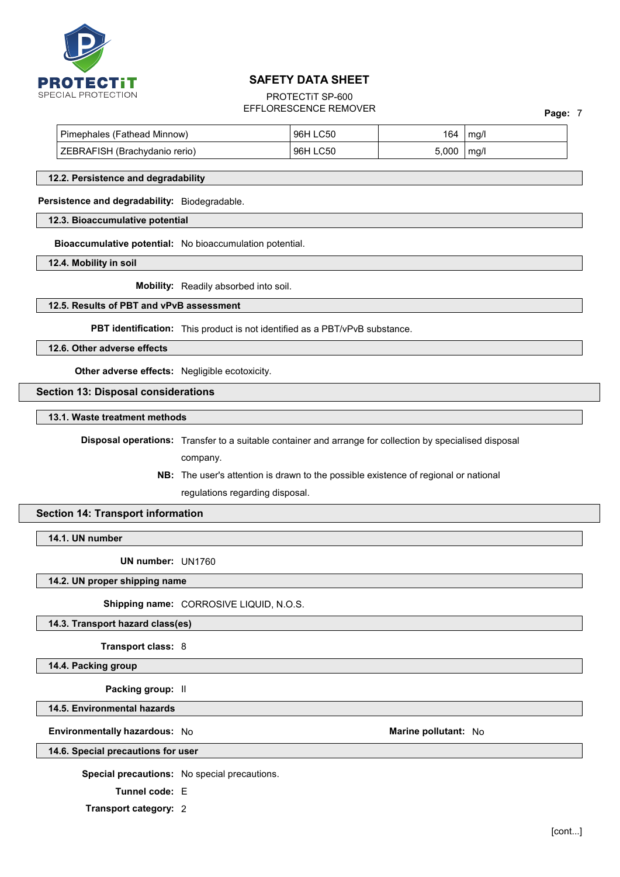| Pimephales (Fathead Minnow) | 96H LC50 | 164 | mg/l |
|---|---|---|---|
| ZEBRAFISH (Brachydanio rerio) | 96H LC50 | 5,000 | mg/l |

### 12.2. Persistence and degradability

**Persistence and degradability:** Biodegradable.

### 12.3. Bioaccumulative potential

**Bioaccumulative potential:** No bioaccumulation potential.

### 12.4. Mobility in soil

**Mobility:** Readily absorbed into soil.

### 12.5. Results of PBT and vPvB assessment

**PBT identification:** This product is not identified as a PBT/vPvB substance.

### 12.6. Other adverse effects

**Other adverse effects:** Negligible ecotoxicity.

## Section 13: Disposal considerations

### 13.1. Waste treatment methods

**Disposal operations:** Transfer to a suitable container and arrange for collection by specialised disposal company.

**NB:** The user's attention is drawn to the possible existence of regional or national regulations regarding disposal.

## Section 14: Transport information

### 14.1. UN number

**UN number:** UN1760

### 14.2. UN proper shipping name

**Shipping name:** CORROSIVE LIQUID, N.O.S.

### 14.3. Transport hazard class(es)

**Transport class:** 8

### 14.4. Packing group

**Packing group:** II

### 14.5. Environmental hazards

**Environmentally hazardous:** No

**Marine pollutant:** No

### 14.6. Special precautions for user

**Special precautions:** No special precautions.

**Tunnel code:** E

**Transport category:** 2

[cont...]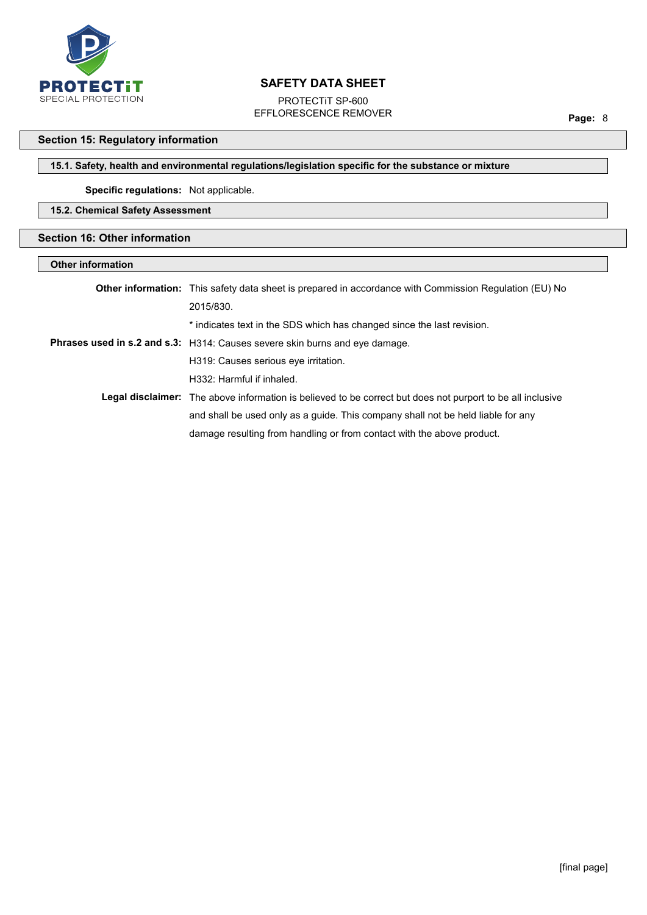## Section 15: Regulatory information

### 15.1. Safety, health and environmental regulations/legislation specific for the substance or mixture

**Specific regulations:** Not applicable.

### 15.2. Chemical Safety Assessment

## Section 16: Other information

### Other information

**Other information:** This safety data sheet is prepared in accordance with Commission Regulation (EU) No 2015/830.

* indicates text in the SDS which has changed since the last revision.

**Phrases used in s.2 and s.3:** H314: Causes severe skin burns and eye damage.

H319: Causes serious eye irritation.

H332: Harmful if inhaled.

**Legal disclaimer:** The above information is believed to be correct but does not purport to be all inclusive and shall be used only as a guide. This company shall not be held liable for any damage resulting from handling or from contact with the above product.

[final page]